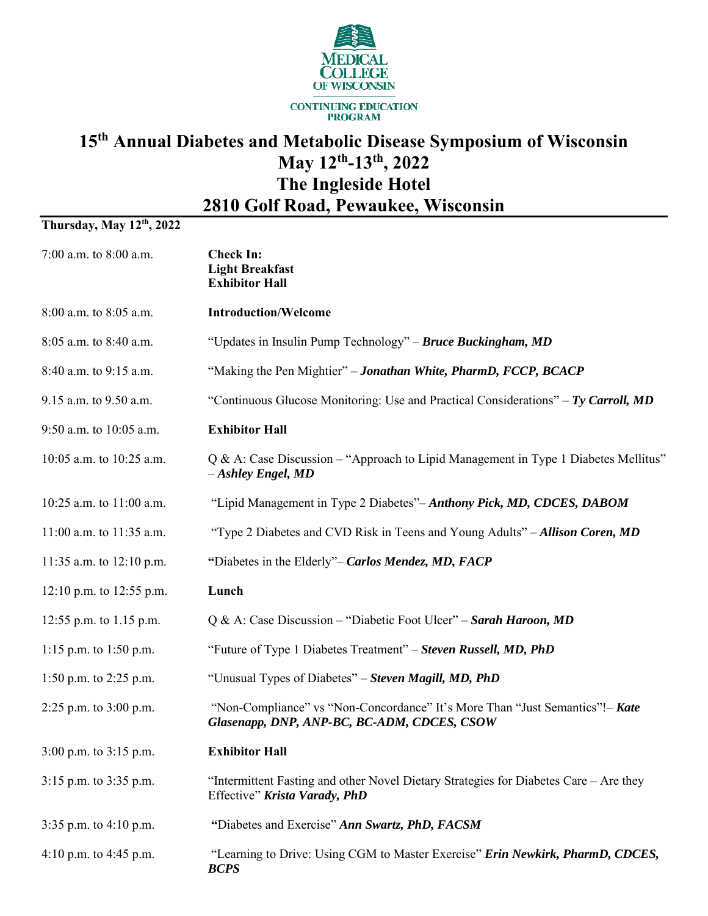MEDICAL COLLEGE OF WISCONSIN

CONTINUING EDUCATION PROGRAM

# 15th Annual Diabetes and Metabolic Disease Symposium of Wisconsin
# May 12th-13th, 2022
# The Ingleside Hotel
# 2810 Golf Road, Pewaukee, Wisconsin

**Thursday, May 12th, 2022**

| | |
|---|---|
| 7:00 a.m. to 8:00 a.m. | **Check In:** **Light Breakfast** **Exhibitor Hall** |
| 8:00 a.m. to 8:05 a.m. | **Introduction/Welcome** |
| 8:05 a.m. to 8:40 a.m. | "Updates in Insulin Pump Technology" – ***Bruce Buckingham, MD*** |
| 8:40 a.m. to 9:15 a.m. | "Making the Pen Mightier" – ***Jonathan White, PharmD, FCCP, BCACP*** |
| 9.15 a.m. to 9.50 a.m. | "Continuous Glucose Monitoring: Use and Practical Considerations" – ***Ty Carroll, MD*** |
| 9:50 a.m. to 10:05 a.m. | **Exhibitor Hall** |
| 10:05 a.m. to 10:25 a.m. | Q & A: Case Discussion – "Approach to Lipid Management in Type 1 Diabetes Mellitus" – ***Ashley Engel, MD*** |
| 10:25 a.m. to 11:00 a.m. | "Lipid Management in Type 2 Diabetes"– ***Anthony Pick, MD, CDCES, DABOM*** |
| 11:00 a.m. to 11:35 a.m. | "Type 2 Diabetes and CVD Risk in Teens and Young Adults" – ***Allison Coren, MD*** |
| 11:35 a.m. to 12:10 p.m. | "Diabetes in the Elderly"– ***Carlos Mendez, MD, FACP*** |
| 12:10 p.m. to 12:55 p.m. | **Lunch** |
| 12:55 p.m. to 1.15 p.m. | Q & A: Case Discussion – "Diabetic Foot Ulcer" – ***Sarah Haroon, MD*** |
| 1:15 p.m. to 1:50 p.m. | "Future of Type 1 Diabetes Treatment" – ***Steven Russell, MD, PhD*** |
| 1:50 p.m. to 2:25 p.m. | "Unusual Types of Diabetes" – ***Steven Magill, MD, PhD*** |
| 2:25 p.m. to 3:00 p.m. | "Non-Compliance" vs "Non-Concordance" It's More Than "Just Semantics"!– ***Kate Glasenapp, DNP, ANP-BC, BC-ADM, CDCES, CSOW*** |
| 3:00 p.m. to 3:15 p.m. | **Exhibitor Hall** |
| 3:15 p.m. to 3:35 p.m. | "Intermittent Fasting and other Novel Dietary Strategies for Diabetes Care – Are they Effective" ***Krista Varady, PhD*** |
| 3:35 p.m. to 4:10 p.m. | "Diabetes and Exercise" ***Ann Swartz, PhD, FACSM*** |
| 4:10 p.m. to 4:45 p.m. | "Learning to Drive: Using CGM to Master Exercise" ***Erin Newkirk, PharmD, CDCES, BCPS*** |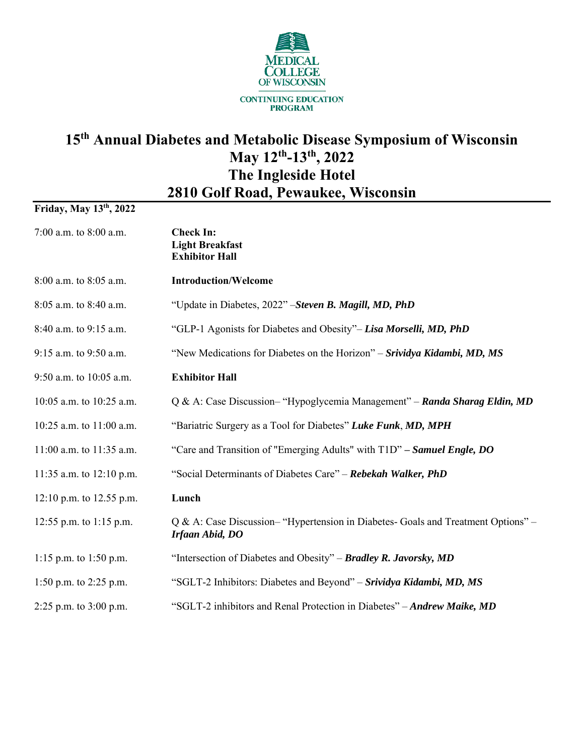MEDICAL COLLEGE OF WISCONSIN

CONTINUING EDUCATION PROGRAM

# 15th Annual Diabetes and Metabolic Disease Symposium of Wisconsin
## May 12th-13th, 2022
## The Ingleside Hotel
## 2810 Golf Road, Pewaukee, Wisconsin

**Friday, May 13th, 2022**

| | |
|---|---|
| 7:00 a.m. to 8:00 a.m. | **Check In:**<br>**Light Breakfast**<br>**Exhibitor Hall** |
| 8:00 a.m. to 8:05 a.m. | **Introduction/Welcome** |
| 8:05 a.m. to 8:40 a.m. | "Update in Diabetes, 2022" –***Steven B. Magill, MD, PhD*** |
| 8:40 a.m. to 9:15 a.m. | "GLP-1 Agonists for Diabetes and Obesity"– ***Lisa Morselli, MD, PhD*** |
| 9:15 a.m. to 9:50 a.m. | "New Medications for Diabetes on the Horizon" – ***Srividya Kidambi, MD, MS*** |
| 9:50 a.m. to 10:05 a.m. | **Exhibitor Hall** |
| 10:05 a.m. to 10:25 a.m. | Q & A: Case Discussion– "Hypoglycemia Management" – ***Randa Sharag Eldin, MD*** |
| 10:25 a.m. to 11:00 a.m. | "Bariatric Surgery as a Tool for Diabetes" ***Luke Funk*, *MD, MPH*** |
| 11:00 a.m. to 11:35 a.m. | "Care and Transition of "Emerging Adults" with T1D" ***– Samuel Engle, DO*** |
| 11:35 a.m. to 12:10 p.m. | "Social Determinants of Diabetes Care" – ***Rebekah Walker, PhD*** |
| 12:10 p.m. to 12.55 p.m. | **Lunch** |
| 12:55 p.m. to 1:15 p.m. | Q & A: Case Discussion– "Hypertension in Diabetes- Goals and Treatment Options" – ***Irfaan Abid, DO*** |
| 1:15 p.m. to 1:50 p.m. | "Intersection of Diabetes and Obesity" – ***Bradley R. Javorsky, MD*** |
| 1:50 p.m. to 2:25 p.m. | "SGLT-2 Inhibitors: Diabetes and Beyond" – ***Srividya Kidambi, MD, MS*** |
| 2:25 p.m. to 3:00 p.m. | "SGLT-2 inhibitors and Renal Protection in Diabetes" – ***Andrew Maike, MD*** |